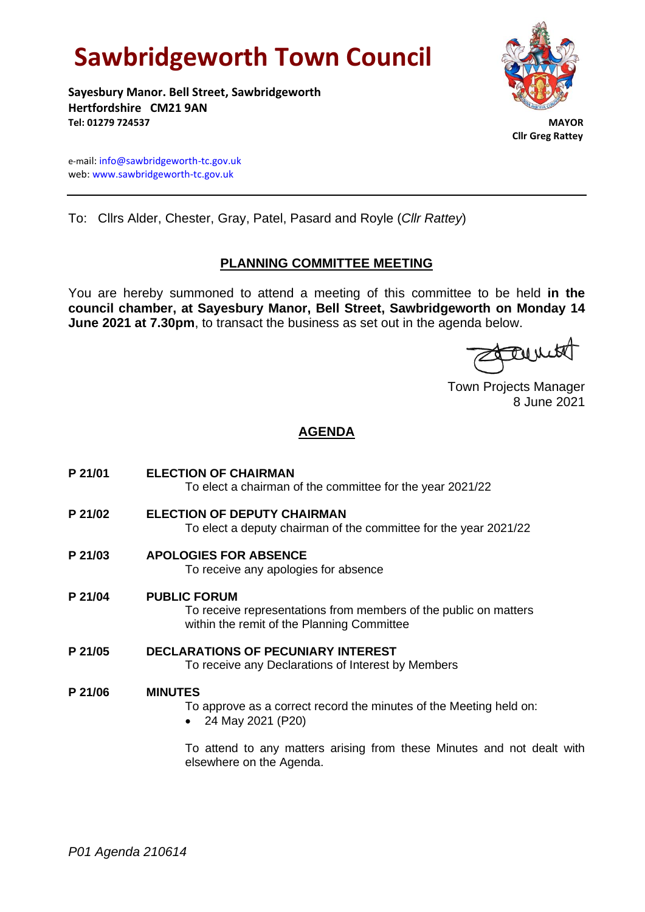# Sawbridgeworth Town Council

**Sayesbury Manor. Bell Street, Sawbridgeworth**
**Hertfordshire CM21 9AN**
**Tel: 01279 724537**

**MAYOR**
**Cllr Greg Rattey**

e-mail: info@sawbridgeworth-tc.gov.uk
web: www.sawbridgeworth-tc.gov.uk

---

To: Cllrs Alder, Chester, Gray, Patel, Pasard and Royle (*Cllr Rattey*)

## PLANNING COMMITTEE MEETING

You are hereby summoned to attend a meeting of this committee to be held **in the council chamber, at Sayesbury Manor, Bell Street, Sawbridgeworth on Monday 14 June 2021 at 7.30pm**, to transact the business as set out in the agenda below.

Town Projects Manager
8 June 2021

## AGENDA

**P 21/01 ELECTION OF CHAIRMAN**
To elect a chairman of the committee for the year 2021/22

**P 21/02 ELECTION OF DEPUTY CHAIRMAN**
To elect a deputy chairman of the committee for the year 2021/22

**P 21/03 APOLOGIES FOR ABSENCE**
To receive any apologies for absence

**P 21/04 PUBLIC FORUM**
To receive representations from members of the public on matters within the remit of the Planning Committee

**P 21/05 DECLARATIONS OF PECUNIARY INTEREST**
To receive any Declarations of Interest by Members

**P 21/06 MINUTES**
To approve as a correct record the minutes of the Meeting held on:

- 24 May 2021 (P20)

To attend to any matters arising from these Minutes and not dealt with elsewhere on the Agenda.

*P01 Agenda 210614*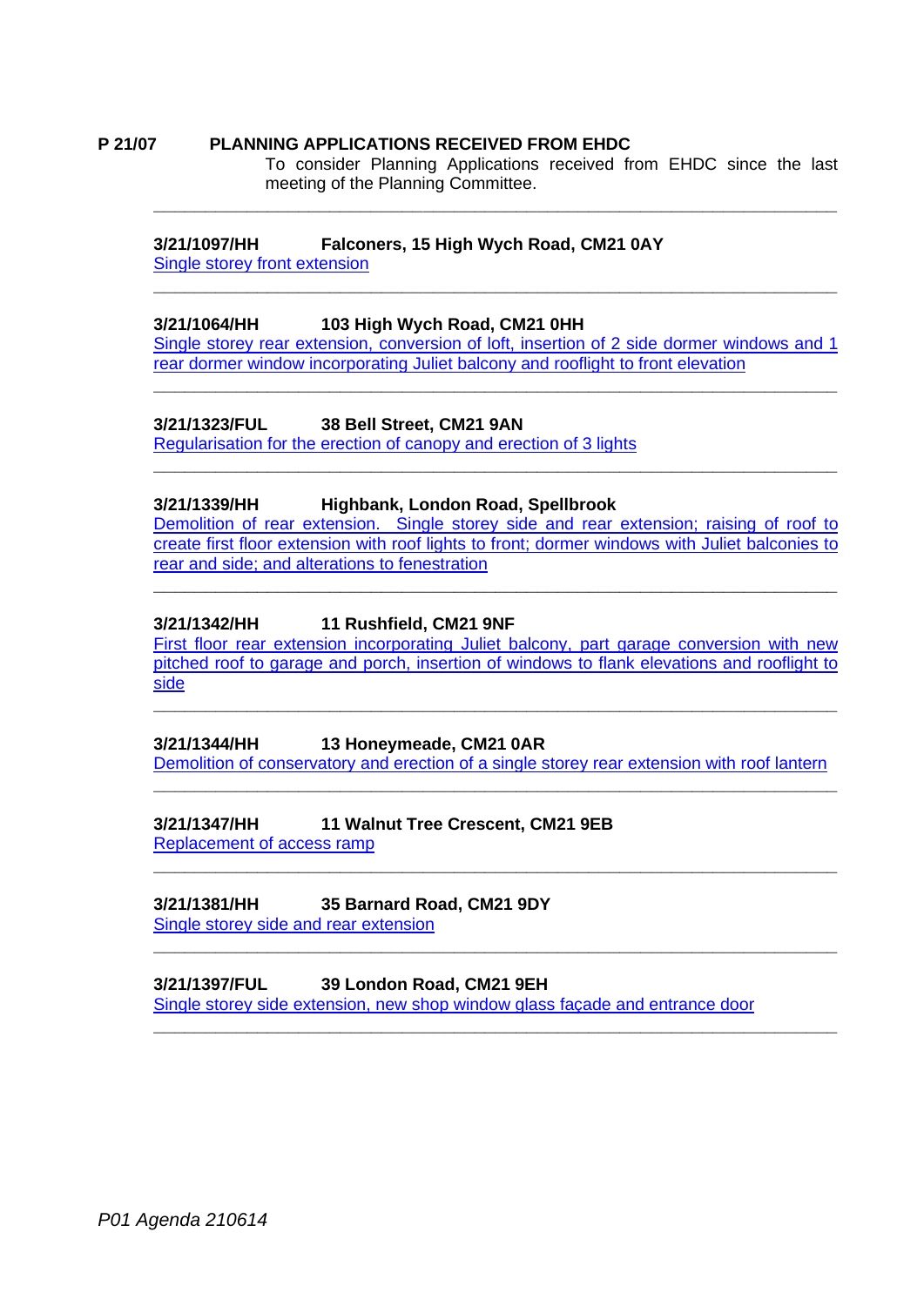**P 21/07 PLANNING APPLICATIONS RECEIVED FROM EHDC**

To consider Planning Applications received from EHDC since the last meeting of the Planning Committee.

---

**3/21/1097/HH Falconers, 15 High Wych Road, CM21 0AY**

Single storey front extension

---

**3/21/1064/HH 103 High Wych Road, CM21 0HH**

Single storey rear extension, conversion of loft, insertion of 2 side dormer windows and 1 rear dormer window incorporating Juliet balcony and rooflight to front elevation

---

**3/21/1323/FUL 38 Bell Street, CM21 9AN**

Regularisation for the erection of canopy and erection of 3 lights

---

**3/21/1339/HH Highbank, London Road, Spellbrook**

Demolition of rear extension. Single storey side and rear extension; raising of roof to create first floor extension with roof lights to front; dormer windows with Juliet balconies to rear and side; and alterations to fenestration

---

**3/21/1342/HH 11 Rushfield, CM21 9NF**

First floor rear extension incorporating Juliet balcony, part garage conversion with new pitched roof to garage and porch, insertion of windows to flank elevations and rooflight to side

---

**3/21/1344/HH 13 Honeymeade, CM21 0AR**

Demolition of conservatory and erection of a single storey rear extension with roof lantern

---

**3/21/1347/HH 11 Walnut Tree Crescent, CM21 9EB**

Replacement of access ramp

---

**3/21/1381/HH 35 Barnard Road, CM21 9DY**

Single storey side and rear extension

---

**3/21/1397/FUL 39 London Road, CM21 9EH**

Single storey side extension, new shop window glass façade and entrance door

---

*P01 Agenda 210614*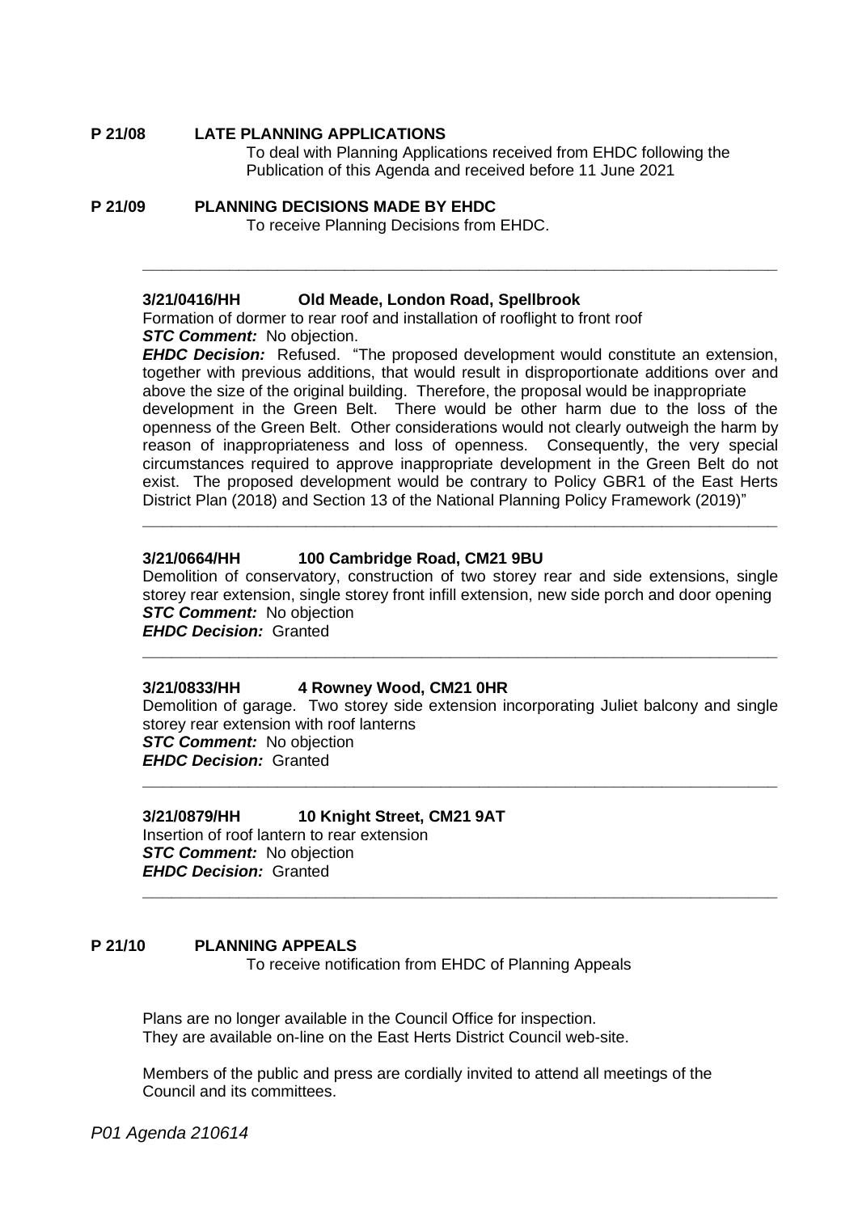**P 21/08 LATE PLANNING APPLICATIONS**

To deal with Planning Applications received from EHDC following the Publication of this Agenda and received before 11 June 2021

**P 21/09 PLANNING DECISIONS MADE BY EHDC**

To receive Planning Decisions from EHDC.

---

**3/21/0416/HH Old Meade, London Road, Spellbrook**

Formation of dormer to rear roof and installation of rooflight to front roof

***STC Comment:*** No objection.

***EHDC Decision:*** Refused. "The proposed development would constitute an extension, together with previous additions, that would result in disproportionate additions over and above the size of the original building. Therefore, the proposal would be inappropriate development in the Green Belt. There would be other harm due to the loss of the openness of the Green Belt. Other considerations would not clearly outweigh the harm by reason of inappropriateness and loss of openness. Consequently, the very special circumstances required to approve inappropriate development in the Green Belt do not exist. The proposed development would be contrary to Policy GBR1 of the East Herts District Plan (2018) and Section 13 of the National Planning Policy Framework (2019)"

---

**3/21/0664/HH 100 Cambridge Road, CM21 9BU**

Demolition of conservatory, construction of two storey rear and side extensions, single storey rear extension, single storey front infill extension, new side porch and door opening

***STC Comment:*** No objection

***EHDC Decision:*** Granted

---

**3/21/0833/HH 4 Rowney Wood, CM21 0HR**

Demolition of garage. Two storey side extension incorporating Juliet balcony and single storey rear extension with roof lanterns

***STC Comment:*** No objection

***EHDC Decision:*** Granted

---

**3/21/0879/HH 10 Knight Street, CM21 9AT**

Insertion of roof lantern to rear extension

***STC Comment:*** No objection

***EHDC Decision:*** Granted

---

**P 21/10 PLANNING APPEALS**

To receive notification from EHDC of Planning Appeals

Plans are no longer available in the Council Office for inspection.
They are available on-line on the East Herts District Council web-site.

Members of the public and press are cordially invited to attend all meetings of the Council and its committees.

*P01 Agenda 210614*